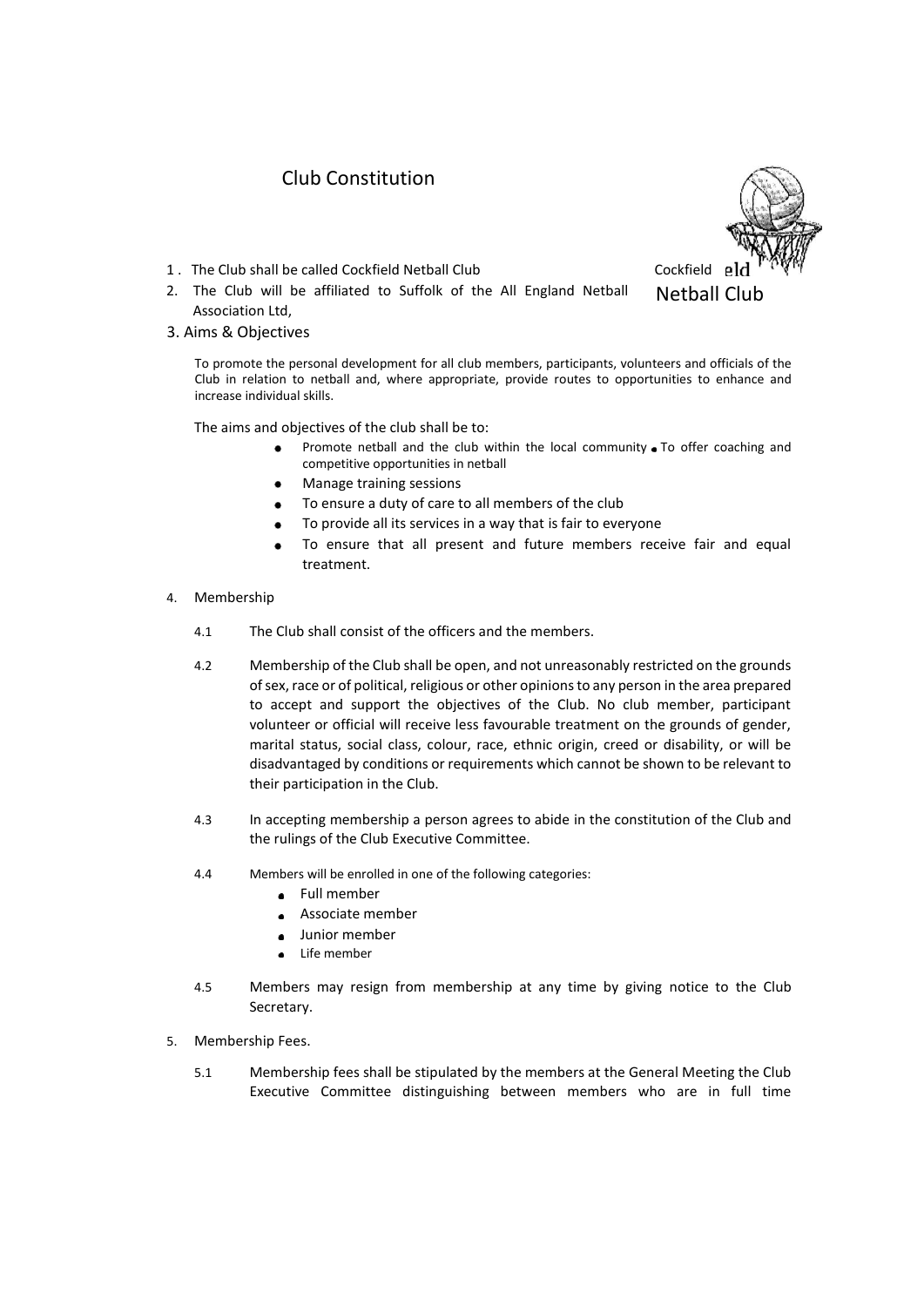# Club Constitution

Cockfield eld
Netball Club

1. The Club shall be called Cockfield Netball Club
2. The Club will be affiliated to Suffolk of the All England Netball Association Ltd,
3. Aims & Objectives

To promote the personal development for all club members, participants, volunteers and officials of the Club in relation to netball and, where appropriate, provide routes to opportunities to enhance and increase individual skills.

The aims and objectives of the club shall be to:

- Promote netball and the club within the local community
- To offer coaching and competitive opportunities in netball
- Manage training sessions
- To ensure a duty of care to all members of the club
- To provide all its services in a way that is fair to everyone
- To ensure that all present and future members receive fair and equal treatment.

4. Membership

4.1 The Club shall consist of the officers and the members.

4.2 Membership of the Club shall be open, and not unreasonably restricted on the grounds of sex, race or of political, religious or other opinions to any person in the area prepared to accept and support the objectives of the Club. No club member, participant volunteer or official will receive less favourable treatment on the grounds of gender, marital status, social class, colour, race, ethnic origin, creed or disability, or will be disadvantaged by conditions or requirements which cannot be shown to be relevant to their participation in the Club.

4.3 In accepting membership a person agrees to abide in the constitution of the Club and the rulings of the Club Executive Committee.

4.4 Members will be enrolled in one of the following categories:

- Full member
- Associate member
- Junior member
- Life member

4.5 Members may resign from membership at any time by giving notice to the Club Secretary.

5. Membership Fees.

5.1 Membership fees shall be stipulated by the members at the General Meeting the Club Executive Committee distinguishing between members who are in full time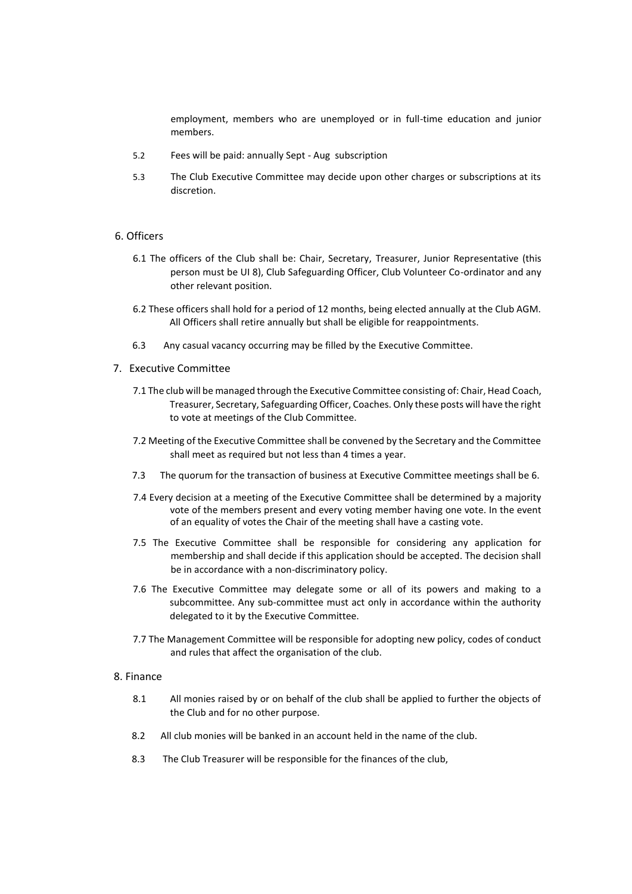employment, members who are unemployed or in full-time education and junior members.

5.2 Fees will be paid: annually Sept - Aug subscription

5.3 The Club Executive Committee may decide upon other charges or subscriptions at its discretion.

## 6. Officers

6.1 The officers of the Club shall be: Chair, Secretary, Treasurer, Junior Representative (this person must be Ul 8), Club Safeguarding Officer, Club Volunteer Co-ordinator and any other relevant position.

6.2 These officers shall hold for a period of 12 months, being elected annually at the Club AGM. All Officers shall retire annually but shall be eligible for reappointments.

6.3 Any casual vacancy occurring may be filled by the Executive Committee.

## 7. Executive Committee

7.1 The club will be managed through the Executive Committee consisting of: Chair, Head Coach, Treasurer, Secretary, Safeguarding Officer, Coaches. Only these posts will have the right to vote at meetings of the Club Committee.

7.2 Meeting of the Executive Committee shall be convened by the Secretary and the Committee shall meet as required but not less than 4 times a year.

7.3 The quorum for the transaction of business at Executive Committee meetings shall be 6.

7.4 Every decision at a meeting of the Executive Committee shall be determined by a majority vote of the members present and every voting member having one vote. In the event of an equality of votes the Chair of the meeting shall have a casting vote.

7.5 The Executive Committee shall be responsible for considering any application for membership and shall decide if this application should be accepted. The decision shall be in accordance with a non-discriminatory policy.

7.6 The Executive Committee may delegate some or all of its powers and making to a subcommittee. Any sub-committee must act only in accordance within the authority delegated to it by the Executive Committee.

7.7 The Management Committee will be responsible for adopting new policy, codes of conduct and rules that affect the organisation of the club.

## 8. Finance

8.1 All monies raised by or on behalf of the club shall be applied to further the objects of the Club and for no other purpose.

8.2 All club monies will be banked in an account held in the name of the club.

8.3 The Club Treasurer will be responsible for the finances of the club,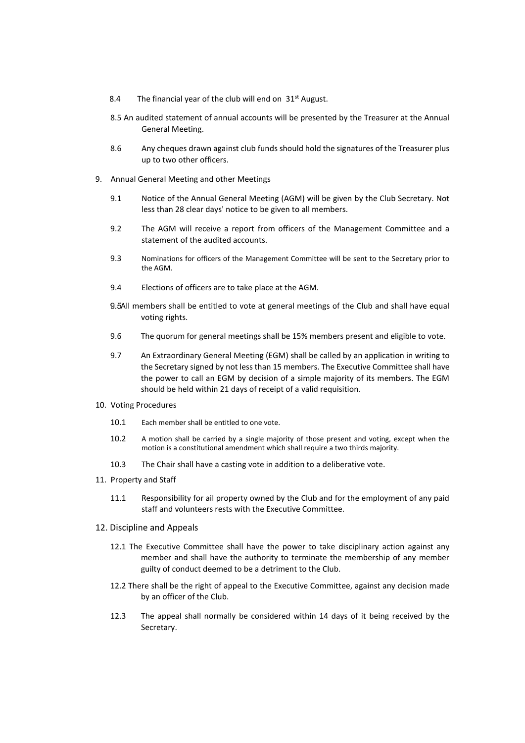8.4 The financial year of the club will end on 31st August.

8.5 An audited statement of annual accounts will be presented by the Treasurer at the Annual General Meeting.

8.6 Any cheques drawn against club funds should hold the signatures of the Treasurer plus up to two other officers.

9. Annual General Meeting and other Meetings

9.1 Notice of the Annual General Meeting (AGM) will be given by the Club Secretary. Not less than 28 clear days' notice to be given to all members.

9.2 The AGM will receive a report from officers of the Management Committee and a statement of the audited accounts.

9.3 Nominations for officers of the Management Committee will be sent to the Secretary prior to the AGM.

9.4 Elections of officers are to take place at the AGM.

9.5 All members shall be entitled to vote at general meetings of the Club and shall have equal voting rights.

9.6 The quorum for general meetings shall be 15% members present and eligible to vote.

9.7 An Extraordinary General Meeting (EGM) shall be called by an application in writing to the Secretary signed by not less than 15 members. The Executive Committee shall have the power to call an EGM by decision of a simple majority of its members. The EGM should be held within 21 days of receipt of a valid requisition.

10. Voting Procedures

10.1 Each member shall be entitled to one vote.

10.2 A motion shall be carried by a single majority of those present and voting, except when the motion is a constitutional amendment which shall require a two thirds majority.

10.3 The Chair shall have a casting vote in addition to a deliberative vote.

11. Property and Staff

11.1 Responsibility for ail property owned by the Club and for the employment of any paid staff and volunteers rests with the Executive Committee.

12. Discipline and Appeals

12.1 The Executive Committee shall have the power to take disciplinary action against any member and shall have the authority to terminate the membership of any member guilty of conduct deemed to be a detriment to the Club.

12.2 There shall be the right of appeal to the Executive Committee, against any decision made by an officer of the Club.

12.3 The appeal shall normally be considered within 14 days of it being received by the Secretary.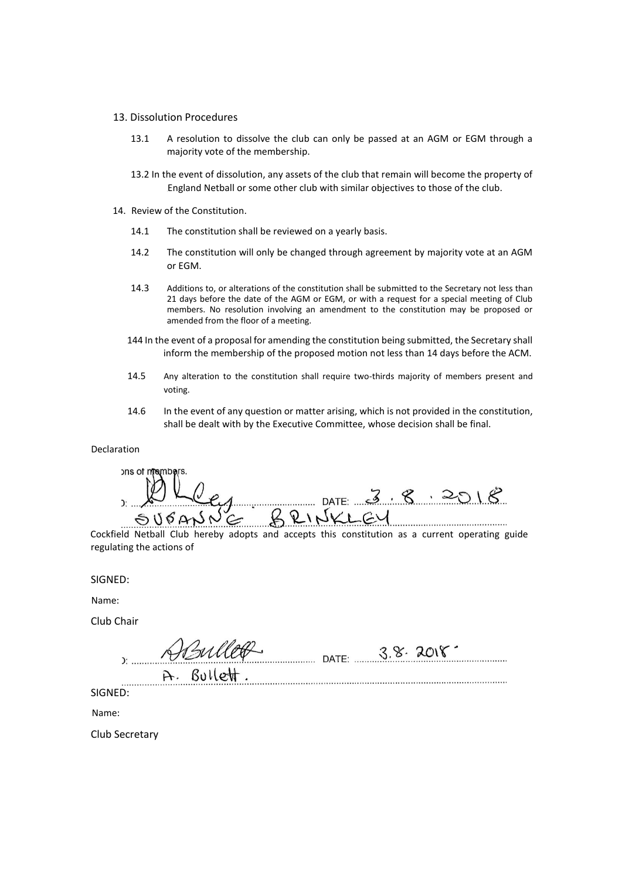13. Dissolution Procedures

13.1 A resolution to dissolve the club can only be passed at an AGM or EGM through a majority vote of the membership.

13.2 In the event of dissolution, any assets of the club that remain will become the property of England Netball or some other club with similar objectives to those of the club.

14. Review of the Constitution.

14.1 The constitution shall be reviewed on a yearly basis.

14.2 The constitution will only be changed through agreement by majority vote at an AGM or EGM.

14.3 Additions to, or alterations of the constitution shall be submitted to the Secretary not less than 21 days before the date of the AGM or EGM, or with a request for a special meeting of Club members. No resolution involving an amendment to the constitution may be proposed or amended from the floor of a meeting.

144 In the event of a proposal for amending the constitution being submitted, the Secretary shall inform the membership of the proposed motion not less than 14 days before the ACM.

14.5 Any alteration to the constitution shall require two-thirds majority of members present and voting.

14.6 In the event of any question or matter arising, which is not provided in the constitution, shall be dealt with by the Executive Committee, whose decision shall be final.

Declaration

ons of members.

D: [signature] DATE: 3 . 8 . 2018

SUSANNE BRINKLEY

Cockfield Netball Club hereby adopts and accepts this constitution as a current operating guide regulating the actions of

SIGNED:

Name:

Club Chair

D: [signature] DATE: 3.8. 2018

A. Bullett.

SIGNED:

Name:

Club Secretary